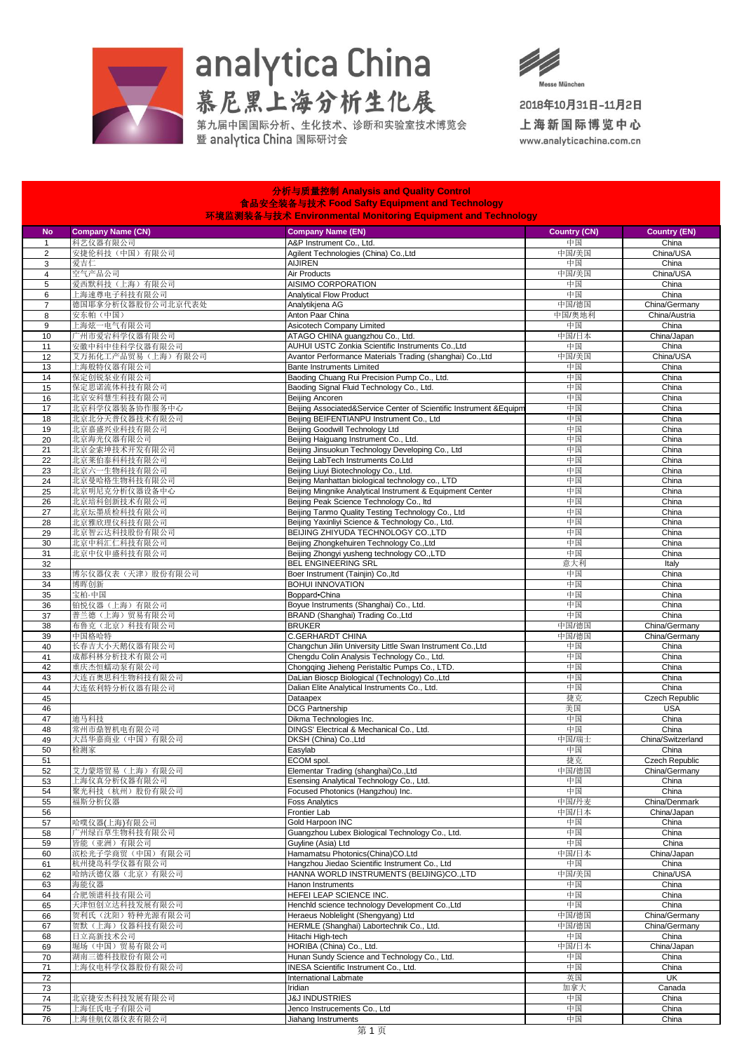analytica China
慕尼黑上海分析生化展
第九届中国国际分析、生化技术、诊断和实验室技术博览会
暨 analytica China 国际研讨会

Messe München

2018年10月31日-11月2日
上海新国际博览中心
www.analyticachina.com.cn

## 分析与质量控制 Analysis and Quality Control
## 食品安全装备与技术 Food Safty Equipment and Technology
## 环境监测装备与技术 Environmental Monitoring Equipment and Technology

| No | Company Name (CN) | Company Name (EN) | Country (CN) | Country (EN) |
|---|---|---|---|---|
| 1 | 科艺仪器有限公司 | A&P Instrument Co., Ltd. | 中国 | China |
| 2 | 安捷伦科技（中国）有限公司 | Agilent Technologies (China) Co.,Ltd | 中国/美国 | China/USA |
| 3 | 爱吉仁 | AIJIREN | 中国 | China |
| 4 | 空气产品公司 | Air Products | 中国/美国 | China/USA |
| 5 | 爱西默科技（上海）有限公司 | AISIMO CORPORATION | 中国 | China |
| 6 | 上海速尊电子科技有限公司 | Analytical Flow Product | 中国 | China |
| 7 | 德国耶拿分析仪器股份公司北京代表处 | Analytikjena AG | 中国/德国 | China/Germany |
| 8 | 安东帕（中国） | Anton Paar China | 中国/奥地利 | China/Austria |
| 9 | 上海炫一电气有限公司 | Asicotech Company Limited | 中国 | China |
| 10 | 广州市爱宕科学仪器有限公司 | ATAGO CHINA guangzhou Co., Ltd. | 中国/日本 | China/Japan |
| 11 | 安徽中科中佳科学仪器有限公司 | AUHUI USTC Zonkia Scientific Instruments Co.,Ltd | 中国 | China |
| 12 | 艾万拓化工产品贸易（上海）有限公司 | Avantor Performance Materials Trading (shanghai) Co.,Ltd | 中国/美国 | China/USA |
| 13 | 上海般特仪器有限公司 | Bante Instruments Limited | 中国 | China |
| 14 | 保定创锐泵业有限公司 | Baoding Chuang Rui Precision Pump Co., Ltd. | 中国 | China |
| 15 | 保定思诺流体科技有限公司 | Baoding Signal Fluid Technology Co., Ltd. | 中国 | China |
| 16 | 北京安科慧生科技有限公司 | Beijing Ancoren | 中国 | China |
| 17 | 北京科学仪器装备协作服务中心 | Beijing Associated&Service Center of Scientific Instrument &Equipm | 中国 | China |
| 18 | 北京北分天普仪器技术有限公司 | Beijing BEIFENTIANPU Instrument Co., Ltd | 中国 | China |
| 19 | 北京嘉盛兴业科技有限公司 | Beijing Goodwill Technology Ltd | 中国 | China |
| 20 | 北京海光仪器有限公司 | Beijing Haiguang Instrument Co., Ltd. | 中国 | China |
| 21 | 北京金索坤技术开发有限公司 | Beijing Jinsuokun Technology Developing Co., Ltd | 中国 | China |
| 22 | 北京莱伯泰科科技有限公司 | Beijing LabTech Instruments Co.Ltd | 中国 | China |
| 23 | 北京六一生物科技有限公司 | Beijing Liuyi Biotechnology Co., Ltd. | 中国 | China |
| 24 | 北京曼哈格生物科技有限公司 | Beijing Manhattan biological technology co., LTD | 中国 | China |
| 25 | 北京明尼克分析仪器设备中心 | Beijing Mingnike Analytical Instrument & Equipment Center | 中国 | China |
| 26 | 北京培科创新技术有限公司 | Beijing Peak Science Technology Co., ltd | 中国 | China |
| 27 | 北京坛墨质检科技有限公司 | Beijing Tanmo Quality Testing Technology Co., Ltd | 中国 | China |
| 28 | 北京雅欣理仪科技有限公司 | Beijing Yaxinliyi Science & Technology Co., Ltd. | 中国 | China |
| 29 | 北京智云达科技股份有限公司 | BEIJING ZHIYUDA TECHNOLOGY CO.,LTD | 中国 | China |
| 30 | 北京中科汇仁科技有限公司 | Beijing Zhongkehuiren Technology Co.,Ltd | 中国 | China |
| 31 | 北京中仪申盛科技有限公司 | Beijing Zhongyi yusheng technology CO.,LTD | 中国 | China |
| 32 | | BEL ENGINEERING SRL | 意大利 | Italy |
| 33 | 博尔仪器仪表（天津）股份有限公司 | Boer Instrument (Tainjin) Co.,ltd | 中国 | China |
| 34 | 博晖创新 | BOHUI INNOVATION | 中国 | China |
| 35 | 宝柏·中国 | Boppard•China | 中国 | China |
| 36 | 铂悦仪器（上海）有限公司 | Boyue Instruments (Shanghai) Co., Ltd. | 中国 | China |
| 37 | 普兰德（上海）贸易有限公司 | BRAND (Shanghai) Trading Co.,Ltd | 中国 | China |
| 38 | 布鲁克（北京）科技有限公司 | BRUKER | 中国/德国 | China/Germany |
| 39 | 中国格哈特 | C.GERHARDT CHINA | 中国/德国 | China/Germany |
| 40 | 长春吉大小天鹅仪器有限公司 | Changchun Jilin University Little Swan Instrument Co.,Ltd | 中国 | China |
| 41 | 成都科林分析技术有限公司 | Chengdu Colin Analysis Technology Co., Ltd. | 中国 | China |
| 42 | 重庆杰恒蠕动泵有限公司 | Chongqing Jieheng Peristaltic Pumps Co., LTD. | 中国 | China |
| 43 | 大连百奥思科生物科技有限公司 | DaLian Bioscp Biological (Technology) Co.,Ltd | 中国 | China |
| 44 | 大连依利特分析仪器有限公司 | Dalian Elite Analytical Instruments Co., Ltd. | 中国 | China |
| 45 | | Dataapex | 捷克 | Czech Republic |
| 46 | | DCG Partnership | 美国 | USA |
| 47 | 迪马科技 | Dikma Technologies Inc. | 中国 | China |
| 48 | 常州市鼎智机电有限公司 | DINGS' Electrical & Mechanical Co., Ltd. | 中国 | China |
| 49 | 大昌华嘉商业（中国）有限公司 | DKSH (China) Co.,Ltd | 中国/瑞士 | China/Switzerland |
| 50 | 检测家 | Easylab | 中国 | China |
| 51 | | ECOM spol. | 捷克 | Czech Republic |
| 52 | 艾力蒙塔贸易（上海）有限公司 | Elementar Trading (shanghai)Co.,Ltd | 中国/德国 | China/Germany |
| 53 | 上海仪真分析仪器有限公司 | Esensing Analytical Technology Co., Ltd. | 中国 | China |
| 54 | 聚光科技（杭州）股份有限公司 | Focused Photonics (Hangzhou) Inc. | 中国 | China |
| 55 | 福斯分析仪器 | Foss Analytics | 中国/丹麦 | China/Denmark |
| 56 | | Frontier Lab | 中国/日本 | China/Japan |
| 57 | 哈噗仪器(上海)有限公司 | Gold Harpoon INC | 中国 | China |
| 58 | 广州绿百草生物科技有限公司 | Guangzhou Lubex Biological Technology Co., Ltd. | 中国 | China |
| 59 | 谱能（亚洲）有限公司 | Guyline (Asia) Ltd | 中国 | China |
| 60 | 滨松光子学商贸（中国）有限公司 | Hamamatsu Photonics(China)CO.Ltd | 中国/日本 | China/Japan |
| 61 | 杭州捷岛科学仪器有限公司 | Hangzhou Jiedao Scientific Instrument Co., Ltd | 中国 | China |
| 62 | 哈纳沃德仪器（北京）有限公司 | HANNA WORLD INSTRUMENTS (BEIJING)CO.,LTD | 中国/美国 | China/USA |
| 63 | 海能仪器 | Hanon Instruments | 中国 | China |
| 64 | 合肥领谱科技有限公司 | HEFEI LEAP SCIENCE INC. | 中国 | China |
| 65 | 天津恒创立达科技发展有限公司 | Henchld science technology Development Co.,Ltd | 中国 | China |
| 66 | 贺利氏（沈阳）特种光源有限公司 | Heraeus Noblelight (Shengyang) Ltd | 中国/德国 | China/Germany |
| 67 | 贺默（上海）仪器科技有限公司 | HERMLE (Shanghai) Labortechnik Co., Ltd. | 中国/德国 | China/Germany |
| 68 | 日立高新技术公司 | Hitachi High-tech | 中国 | China |
| 69 | 堀场（中国）贸易有限公司 | HORIBA (China) Co., Ltd. | 中国/日本 | China/Japan |
| 70 | 湖南三德科技股份有限公司 | Hunan Sundy Science and Technology Co., Ltd. | 中国 | China |
| 71 | 上海仪电科学仪器股份有限公司 | INESA Scientific Instrument Co., Ltd. | 中国 | China |
| 72 | | International Labmate | 英国 | UK |
| 73 | | Iridian | 加拿大 | Canada |
| 74 | 北京捷安杰科技发展有限公司 | J&J INDUSTRIES | 中国 | China |
| 75 | 上海任氏电子有限公司 | Jenco Instrucements Co., Ltd | 中国 | China |
| 76 | 上海佳航仪器仪表有限公司 | Jiahang Instruments | 中国 | China |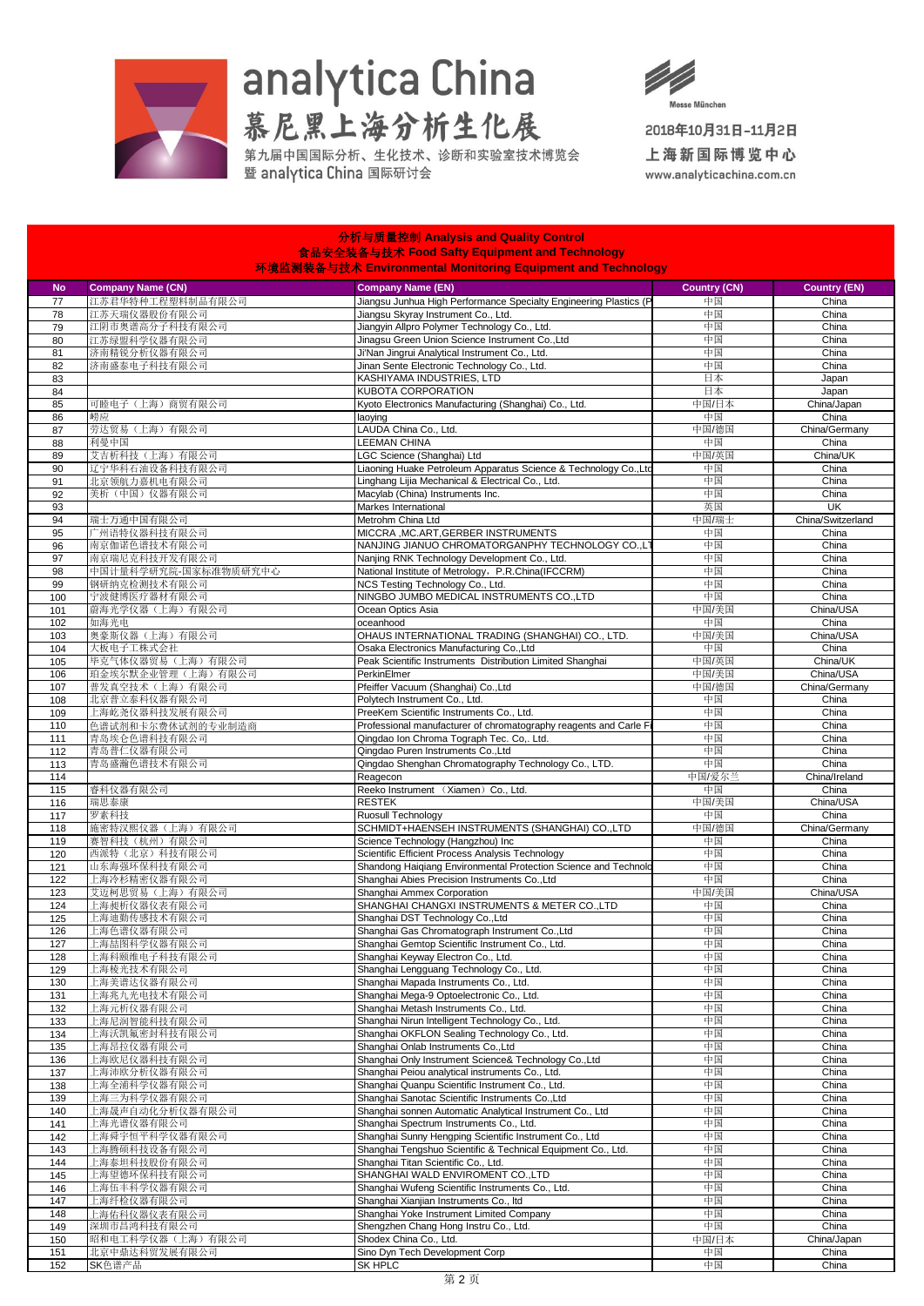# analytica China

## 慕尼黑上海分析生化展

第九届中国国际分析、生化技术、诊断和实验室技术博览会
暨 analytica China 国际研讨会

Messe München

2018年10月31日-11月2日
上海新国际博览中心
www.analyticachina.com.cn

**分析与质量控制 Analysis and Quality Control**
**食品安全装备与技术 Food Safty Equipment and Technology**
**环境监测装备与技术 Environmental Monitoring Equipment and Technology**

| No | Company Name (CN) | Company Name (EN) | Country (CN) | Country (EN) |
|---|---|---|---|---|
| 77 | 江苏君华特种工程塑料制品有限公司 | Jiangsu Junhua High Performance Specialty Engineering Plastics (P | 中国 | China |
| 78 | 江苏天瑞仪器股份有限公司 | Jiangsu Skyray Instrument Co., Ltd. | 中国 | China |
| 79 | 江阴市奥谱高分子科技有限公司 | Jiangyin Allpro Polymer Technology Co., Ltd. | 中国 | China |
| 80 | 江苏绿盟科学仪器有限公司 | Jinagsu Green Union Science Instrument Co.,Ltd | 中国 | China |
| 81 | 济南精锐分析仪器有限公司 | Ji'Nan Jingrui Analytical Instrument Co., Ltd. | 中国 | China |
| 82 | 济南盛泰电子科技有限公司 | Jinan Sente Electronic Technology Co., Ltd. | 中国 | China |
| 83 | | KASHIYAMA INDUSTRIES, LTD | 日本 | Japan |
| 84 | | KUBOTA CORPORATION | 日本 | Japan |
| 85 | 可睦电子（上海）商贸有限公司 | Kyoto Electronics Manufacturing (Shanghai) Co., Ltd. | 中国/日本 | China/Japan |
| 86 | 崂应 | laoying | 中国 | China |
| 87 | 劳达贸易（上海）有限公司 | LAUDA China Co., Ltd. | 中国/德国 | China/Germany |
| 88 | 利曼中国 | LEEMAN CHINA | 中国 | China |
| 89 | 艾吉析科技（上海）有限公司 | LGC Science (Shanghai) Ltd | 中国/英国 | China/UK |
| 90 | 辽宁华科石油设备科技有限公司 | Liaoning Huake Petroleum Apparatus Science & Technology Co.,Ltd | 中国 | China |
| 91 | 北京领航力嘉机电有限公司 | Linghang Lijia Mechanical & Electrical Co., Ltd. | 中国 | China |
| 92 | 美析（中国）仪器有限公司 | Macylab (China) Instruments Inc. | 中国 | China |
| 93 | | Markes International | 英国 | UK |
| 94 | 瑞士万通中国有限公司 | Metrohm China Ltd | 中国/瑞士 | China/Switzerland |
| 95 | 广州语特仪器科技有限公司 | MICCRA ,MC.ART,GERBER INSTRUMENTS | 中国 | China |
| 96 | 南京伽诺色谱技术有限公司 | NANJING JIANUO CHROMATORGANPHY TECHNOLOGY CO.,LT | 中国 | China |
| 97 | 南京瑞尼克科技开发有限公司 | Nanjing RNK Technology Development Co., Ltd. | 中国 | China |
| 98 | 中国计量科学研究院-国家标准物质研究中心 | National Institute of Metrology，P.R.China(IFCCRM) | 中国 | China |
| 99 | 钢研纳克检测技术有限公司 | NCS Testing Technology Co., Ltd. | 中国 | China |
| 100 | 宁波健博医疗器材有限公司 | NINGBO JUMBO MEDICAL INSTRUMENTS CO.,LTD | 中国 | China |
| 101 | 蔚海光学仪器（上海）有限公司 | Ocean Optics Asia | 中国/美国 | China/USA |
| 102 | 如海光电 | oceanhood | 中国 | China |
| 103 | 奥豪斯仪器（上海）有限公司 | OHAUS INTERNATIONAL TRADING (SHANGHAI) CO., LTD. | 中国/美国 | China/USA |
| 104 | 大板电子工株式会社 | Osaka Electronics Manufacturing Co.,Ltd | 中国 | China |
| 105 | 毕克气体仪器贸易（上海）有限公司 | Peak Scientific Instruments Distribution Limited Shanghai | 中国/英国 | China/UK |
| 106 | 珀金埃尔默企业管理（上海）有限公司 | PerkinElmer | 中国/美国 | China/USA |
| 107 | 普发真空技术（上海）有限公司 | Pfeiffer Vacuum (Shanghai) Co.,Ltd | 中国/德国 | China/Germany |
| 108 | 北京普立泰科仪器有限公司 | Polytech Instrument Co., Ltd. | 中国 | China |
| 109 | 上海屹尧仪器科技发展有限公司 | PreeKem Scientific Instruments Co., Ltd. | 中国 | China |
| 110 | 色谱试剂和卡尔费休试剂的专业制造商 | Professional manufacturer of chromatography reagents and Carle Fi | 中国 | China |
| 111 | 青岛埃仑色谱科技有限公司 | Qingdao Ion Chroma Tograph Tec. Co,. Ltd. | 中国 | China |
| 112 | 青岛普仁仪器有限公司 | Qingdao Puren Instruments Co.,Ltd | 中国 | China |
| 113 | 青岛盛瀚色谱技术有限公司 | Qingdao Shenghan Chromatography Technology Co., LTD. | 中国 | China |
| 114 | | Reagecon | 中国/爱尔兰 | China/Ireland |
| 115 | 睿科仪器有限公司 | Reeko Instrument （Xiamen）Co., Ltd. | 中国 | China |
| 116 | 瑞思泰康 | RESTEK | 中国/美国 | China/USA |
| 117 | 罗素科技 | Ruosull Technology | 中国 | China |
| 118 | 施密特汉熙仪器（上海）有限公司 | SCHMIDT+HAENSEH INSTRUMENTS (SHANGHAI) CO.,LTD | 中国/德国 | China/Germany |
| 119 | 赛智科技（杭州）有限公司 | Science Technology (Hangzhou) Inc | 中国 | China |
| 120 | 西派特（北京）科技有限公司 | Scientific Efficient Process Analysis Technology | 中国 | China |
| 121 | 山东海强环保科技有限公司 | Shandong Haiqiang Environmental Protection Science and Technolo | 中国 | China |
| 122 | 上海冷杉精密仪器有限公司 | Shanghai Abies Precision Instruments Co.,Ltd | 中国 | China |
| 123 | 艾迈柯思贸易（上海）有限公司 | Shanghai Ammex Corporation | 中国/美国 | China/USA |
| 124 | 上海昶析仪器仪表有限公司 | SHANGHAI CHANGXI INSTRUMENTS & METER CO.,LTD | 中国 | China |
| 125 | 上海迪勤传感技术有限公司 | Shanghai DST Technology Co.,Ltd | 中国 | China |
| 126 | 上海色谱仪器有限公司 | Shanghai Gas Chromatograph Instrument Co.,Ltd | 中国 | China |
| 127 | 上海喆图科学仪器有限公司 | Shanghai Gemtop Scientific Instrument Co., Ltd. | 中国 | China |
| 128 | 上海科颐维电子科技有限公司 | Shanghai Keyway Electron Co., Ltd. | 中国 | China |
| 129 | 上海棱光技术有限公司 | Shanghai Lengguang Technology Co., Ltd. | 中国 | China |
| 130 | 上海美谱达仪器有限公司 | Shanghai Mapada Instruments Co., Ltd. | 中国 | China |
| 131 | 上海兆九光电技术有限公司 | Shanghai Mega-9 Optoelectronic Co., Ltd. | 中国 | China |
| 132 | 上海元析仪器有限公司 | Shanghai Metash Instruments Co., Ltd. | 中国 | China |
| 133 | 上海尼润智能科技有限公司 | Shanghai Nirun Intelligent Technology Co., Ltd. | 中国 | China |
| 134 | 上海沃凯氟密封科技有限公司 | Shanghai OKFLON Sealing Technology Co., Ltd. | 中国 | China |
| 135 | 上海昂拉仪器有限公司 | Shanghai Onlab Instruments Co.,Ltd | 中国 | China |
| 136 | 上海欧尼仪器科技有限公司 | Shanghai Only Instrument Science& Technology Co.,Ltd | 中国 | China |
| 137 | 上海沛欧分析仪器有限公司 | Shanghai Peiou analytical instruments Co., Ltd. | 中国 | China |
| 138 | 上海全浦科学仪器有限公司 | Shanghai Quanpu Scientific Instrument Co., Ltd. | 中国 | China |
| 139 | 上海三为科学仪器有限公司 | Shanghai Sanotac Scientific Instruments Co.,Ltd | 中国 | China |
| 140 | 上海晟声自动化分析仪器有限公司 | Shanghai sonnen Automatic Analytical Instrument Co., Ltd | 中国 | China |
| 141 | 上海光谱仪器有限公司 | Shanghai Spectrum Instruments Co., Ltd. | 中国 | China |
| 142 | 上海舜宇恒平科学仪器有限公司 | Shanghai Sunny Hengping Scientific Instrument Co., Ltd | 中国 | China |
| 143 | 上海腾硕科技设备有限公司 | Shanghai Tengshuo Scientific & Technical Equipment Co., Ltd. | 中国 | China |
| 144 | 上海泰坦科技股份有限公司 | Shanghai Titan Scientific Co., Ltd. | 中国 | China |
| 145 | 上海望德环保科技有限公司 | SHANGHAI WALD ENVIROMENT CO.,LTD | 中国 | China |
| 146 | 上海伍丰科学仪器有限公司 | Shanghai Wufeng Scientific Instruments Co., Ltd. | 中国 | China |
| 147 | 上海纤检仪器有限公司 | Shanghai Xianjian Instruments Co., ltd | 中国 | China |
| 148 | 上海佑科仪器仪表有限公司 | Shanghai Yoke Instrument Limited Company | 中国 | China |
| 149 | 深圳市昌鸿科技有限公司 | Shengzhen Chang Hong Instru Co., Ltd. | 中国 | China |
| 150 | 昭和电工科学仪器（上海）有限公司 | Shodex China Co., Ltd. | 中国/日本 | China/Japan |
| 151 | 北京中鼎达科贸发展有限公司 | Sino Dyn Tech Development Corp | 中国 | China |
| 152 | SK色谱产品 | SK HPLC | 中国 | China |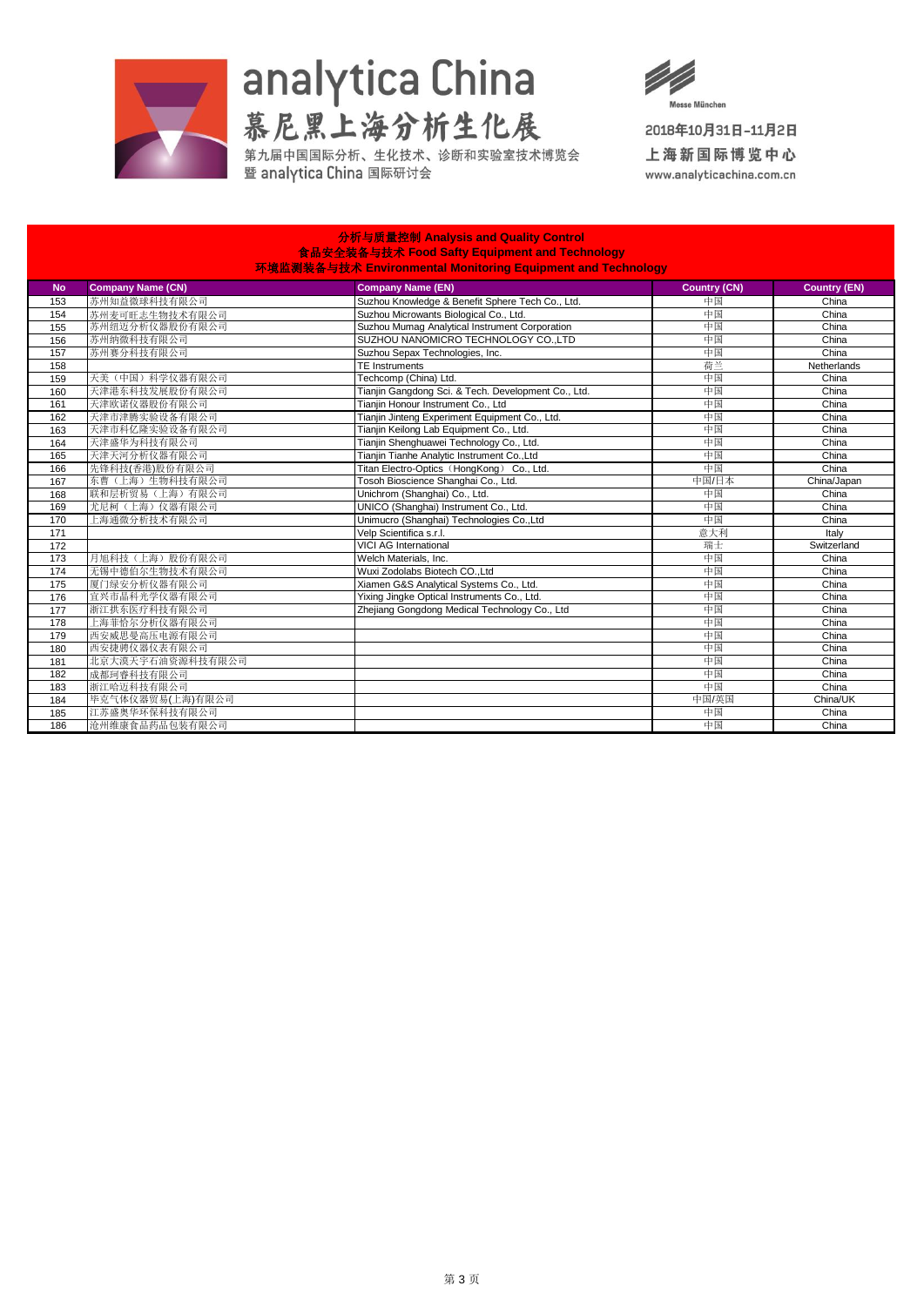# analytica China

# 慕尼黑上海分析生化展

第九届中国国际分析、生化技术、诊断和实验室技术博览会
暨 analytica China 国际研讨会

Messe München

2018年10月31日-11月2日
上海新国际博览中心
www.analyticachina.com.cn

## 分析与质量控制 Analysis and Quality Control
## 食品安全装备与技术 Food Safty Equipment and Technology
## 环境监测装备与技术 Environmental Monitoring Equipment and Technology

| No | Company Name (CN) | Company Name (EN) | Country (CN) | Country (EN) |
|---|---|---|---|---|
| 153 | 苏州知益微球科技有限公司 | Suzhou Knowledge & Benefit Sphere Tech Co., Ltd. | 中国 | China |
| 154 | 苏州麦可旺志生物技术有限公司 | Suzhou Microwants Biological Co., Ltd. | 中国 | China |
| 155 | 苏州纽迈分析仪器股份有限公司 | Suzhou Mumag Analytical Instrument Corporation | 中国 | China |
| 156 | 苏州纳微科技有限公司 | SUZHOU NANOMICRO TECHNOLOGY CO.,LTD | 中国 | China |
| 157 | 苏州赛分科技有限公司 | Suzhou Sepax Technologies, Inc. | 中国 | China |
| 158 | | TE Instruments | 荷兰 | Netherlands |
| 159 | 天美（中国）科学仪器有限公司 | Techcomp (China) Ltd. | 中国 | China |
| 160 | 天津港东科技发展股份有限公司 | Tianjin Gangdong Sci. & Tech. Development Co., Ltd. | 中国 | China |
| 161 | 天津欧诺仪器股份有限公司 | Tianjin Honour Instrument Co., Ltd | 中国 | China |
| 162 | 天津市津腾实验设备有限公司 | Tianjin Jinteng Experiment Equipment Co., Ltd. | 中国 | China |
| 163 | 天津市科亿隆实验设备有限公司 | Tianjin Keilong Lab Equipment Co., Ltd. | 中国 | China |
| 164 | 天津盛华为科技有限公司 | Tianjin Shenghuawei Technology Co., Ltd. | 中国 | China |
| 165 | 天津天河分析仪器有限公司 | Tianjin Tianhe Analytic Instrument Co.,Ltd | 中国 | China |
| 166 | 先锋科技(香港)股份有限公司 | Titan Electro-Optics（HongKong） Co., Ltd. | 中国 | China |
| 167 | 东曹（上海）生物科技有限公司 | Tosoh Bioscience Shanghai Co., Ltd. | 中国/日本 | China/Japan |
| 168 | 联和层析贸易（上海）有限公司 | Unichrom (Shanghai) Co., Ltd. | 中国 | China |
| 169 | 尤尼柯（上海）仪器有限公司 | UNICO (Shanghai) Instrument Co., Ltd. | 中国 | China |
| 170 | 上海通微分析技术有限公司 | Unimucro (Shanghai) Technologies Co.,Ltd | 中国 | China |
| 171 | | Velp Scientifica s.r.l. | 意大利 | Italy |
| 172 | | VICI AG International | 瑞士 | Switzerland |
| 173 | 月旭科技（上海）股份有限公司 | Welch Materials, Inc. | 中国 | China |
| 174 | 无锡中德伯尔生物技术有限公司 | Wuxi Zodolabs Biotech CO.,Ltd | 中国 | China |
| 175 | 厦门绿安分析仪器有限公司 | Xiamen G&S Analytical Systems Co., Ltd. | 中国 | China |
| 176 | 宜兴市晶科光学仪器有限公司 | Yixing Jingke Optical Instruments Co., Ltd. | 中国 | China |
| 177 | 浙江拱东医疗科技有限公司 | Zhejiang Gongdong Medical Technology Co., Ltd | 中国 | China |
| 178 | 上海菲恰尔分析仪器有限公司 | | 中国 | China |
| 179 | 西安威思曼高压电源有限公司 | | 中国 | China |
| 180 | 西安捷骋仪器仪表有限公司 | | 中国 | China |
| 181 | 北京大漠天宇石油资源科技有限公司 | | 中国 | China |
| 182 | 成都珂睿科技有限公司 | | 中国 | China |
| 183 | 浙江哈迈科技有限公司 | | 中国 | China |
| 184 | 毕克气体仪器贸易(上海)有限公司 | | 中国/英国 | China/UK |
| 185 | 江苏盛奥华环保科技有限公司 | | 中国 | China |
| 186 | 沧州维康食品药品包装有限公司 | | 中国 | China |